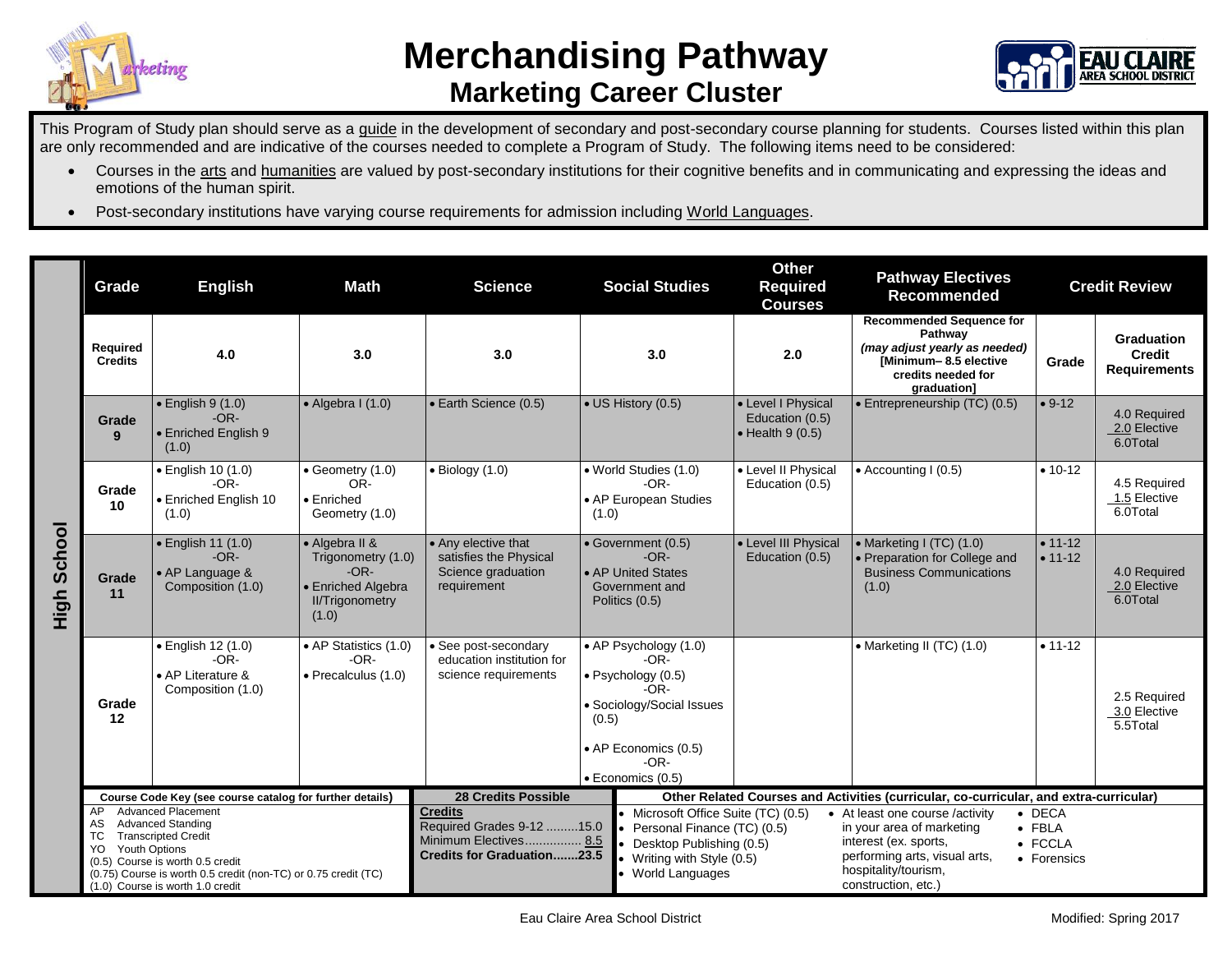# Merchandising Pathway

## Marketing Career Cluster

This Program of Study plan should serve as a guide in the development of secondary and post-secondary course planning for students. Courses listed within this plan are only recommended and are indicative of the courses needed to complete a Program of Study. The following items need to be considered:

- Courses in the arts and humanities are valued by post-secondary institutions for their cognitive benefits and in communicating and expressing the ideas and emotions of the human spirit.
- Post-secondary institutions have varying course requirements for admission including World Languages.

### High School

| Grade | English | Math | Science | Social Studies | Other Required Courses | Pathway Electives Recommended | Credit Review | |
|---|---|---|---|---|---|---|---|---|
| **Required Credits** | 4.0 | 3.0 | 3.0 | 3.0 | 2.0 | **Recommended Sequence for Pathway** *(may adjust yearly as needed)* **[Minimum– 8.5 elective credits needed for graduation]** | **Grade** | **Graduation Credit Requirements** |
| **Grade 9** | • English 9 (1.0) -OR- • Enriched English 9 (1.0) | • Algebra I (1.0) | • Earth Science (0.5) | • US History (0.5) | • Level I Physical Education (0.5) • Health 9 (0.5) | • Entrepreneurship (TC) (0.5) | • 9-12 | 4.0 Required 2.0 Elective 6.0Total |
| **Grade 10** | • English 10 (1.0) -OR- • Enriched English 10 (1.0) | • Geometry (1.0) OR- • Enriched Geometry (1.0) | • Biology (1.0) | • World Studies (1.0) -OR- • AP European Studies (1.0) | • Level II Physical Education (0.5) | • Accounting I (0.5) | • 10-12 | 4.5 Required 1.5 Elective 6.0Total |
| **Grade 11** | • English 11 (1.0) -OR- • AP Language & Composition (1.0) | • Algebra II & Trigonometry (1.0) -OR- • Enriched Algebra II/Trigonometry (1.0) | • Any elective that satisfies the Physical Science graduation requirement | • Government (0.5) -OR- • AP United States Government and Politics (0.5) | • Level III Physical Education (0.5) | • Marketing I (TC) (1.0) • Preparation for College and Business Communications (1.0) | • 11-12 • 11-12 | 4.0 Required 2.0 Elective 6.0Total |
| **Grade 12** | • English 12 (1.0) -OR- • AP Literature & Composition (1.0) | • AP Statistics (1.0) -OR- • Precalculus (1.0) | • See post-secondary education institution for science requirements | • AP Psychology (1.0) -OR- • Psychology (0.5) -OR- • Sociology/Social Issues (0.5) • AP Economics (0.5) -OR- • Economics (0.5) | | • Marketing II (TC) (1.0) | • 11-12 | 2.5 Required 3.0 Elective 5.5Total |

**Course Code Key (see course catalog for further details)**

- AP Advanced Placement
- AS Advanced Standing
- TC Transcripted Credit
- YO Youth Options
- (0.5) Course is worth 0.5 credit
- (0.75) Course is worth 0.5 credit (non-TC) or 0.75 credit (TC)
- (1.0) Course is worth 1.0 credit

**28 Credits Possible**

**Credits**
Required Grades 9-12 .........15.0
Minimum Electives................ 8.5
**Credits for Graduation.......23.5**

**Other Related Courses and Activities (curricular, co-curricular, and extra-curricular)**

- Microsoft Office Suite (TC) (0.5)
- Personal Finance (TC) (0.5)
- Desktop Publishing (0.5)
- Writing with Style (0.5)
- World Languages
- At least one course /activity in your area of marketing interest (ex. sports, performing arts, visual arts, hospitality/tourism, construction, etc.)
- DECA
- FBLA
- FCCLA
- Forensics

Eau Claire Area School District

Modified: Spring 2017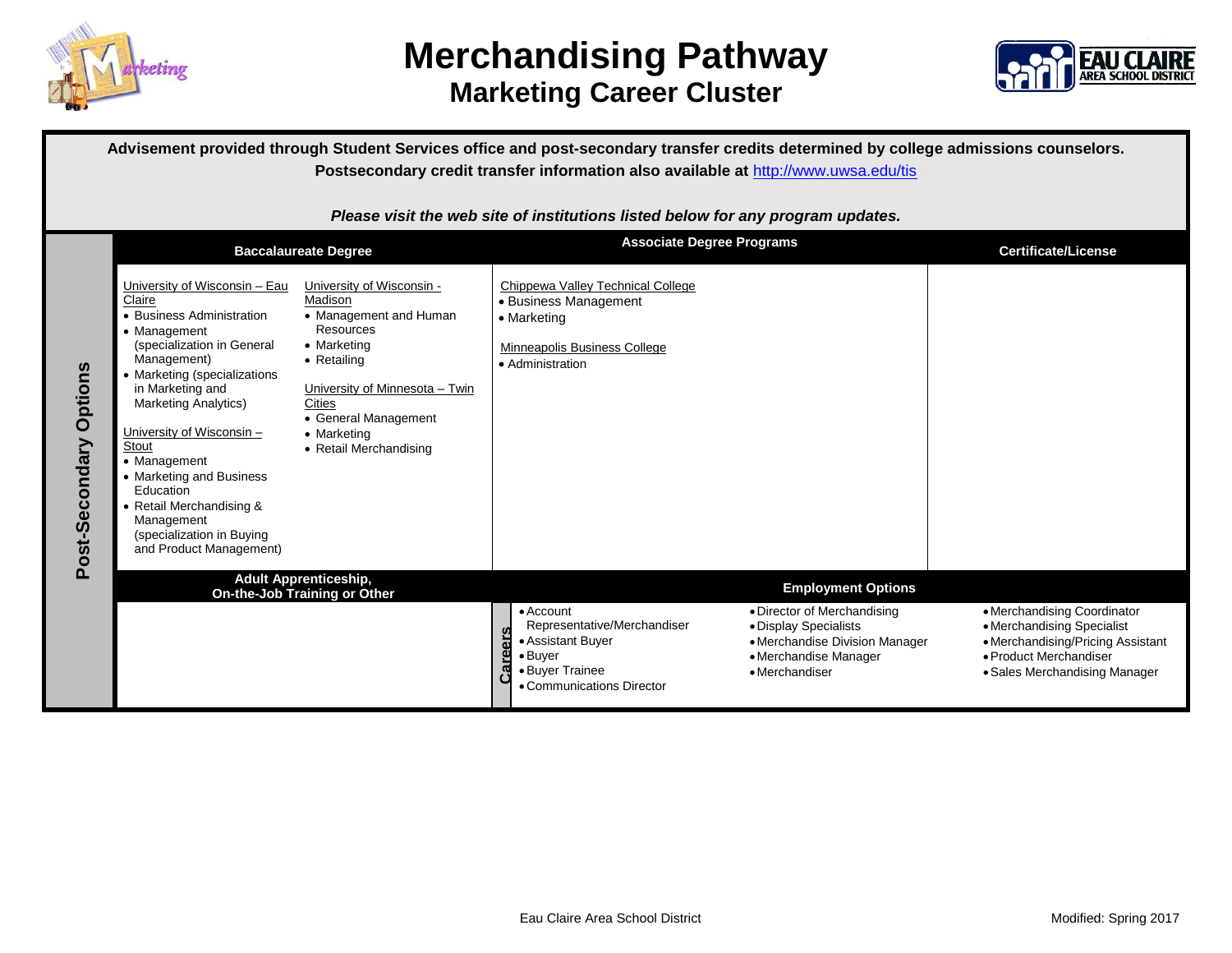# Merchandising Pathway

## Marketing Career Cluster

**Advisement provided through Student Services office and post-secondary transfer credits determined by college admissions counselors.**
**Postsecondary credit transfer information also available at** http://www.uwsa.edu/tis

***Please visit the web site of institutions listed below for any program updates.***

### Post-Secondary Options

| Baccalaureate Degree | Associate Degree Programs | Certificate/License |
|---|---|---|
| University of Wisconsin – Eau Claire<br>• Business Administration<br>• Management (specialization in General Management)<br>• Marketing (specializations in Marketing and Marketing Analytics)<br><br>University of Wisconsin – Stout<br>• Management<br>• Marketing and Business Education<br>• Retail Merchandising & Management (specialization in Buying and Product Management)<br><br>University of Wisconsin - Madison<br>• Management and Human Resources<br>• Marketing<br>• Retailing<br><br>University of Minnesota – Twin Cities<br>• General Management<br>• Marketing<br>• Retail Merchandising | Chippewa Valley Technical College<br>• Business Management<br>• Marketing<br><br>Minneapolis Business College<br>• Administration | |

| Adult Apprenticeship, On-the-Job Training or Other | Employment Options | | |
|---|---|---|---|
| | **Careers**<br>• Account Representative/Merchandiser<br>• Assistant Buyer<br>• Buyer<br>• Buyer Trainee<br>• Communications Director | • Director of Merchandising<br>• Display Specialists<br>• Merchandise Division Manager<br>• Merchandise Manager<br>• Merchandiser | • Merchandising Coordinator<br>• Merchandising Specialist<br>• Merchandising/Pricing Assistant<br>• Product Merchandiser<br>• Sales Merchandising Manager |

Eau Claire Area School District

Modified: Spring 2017